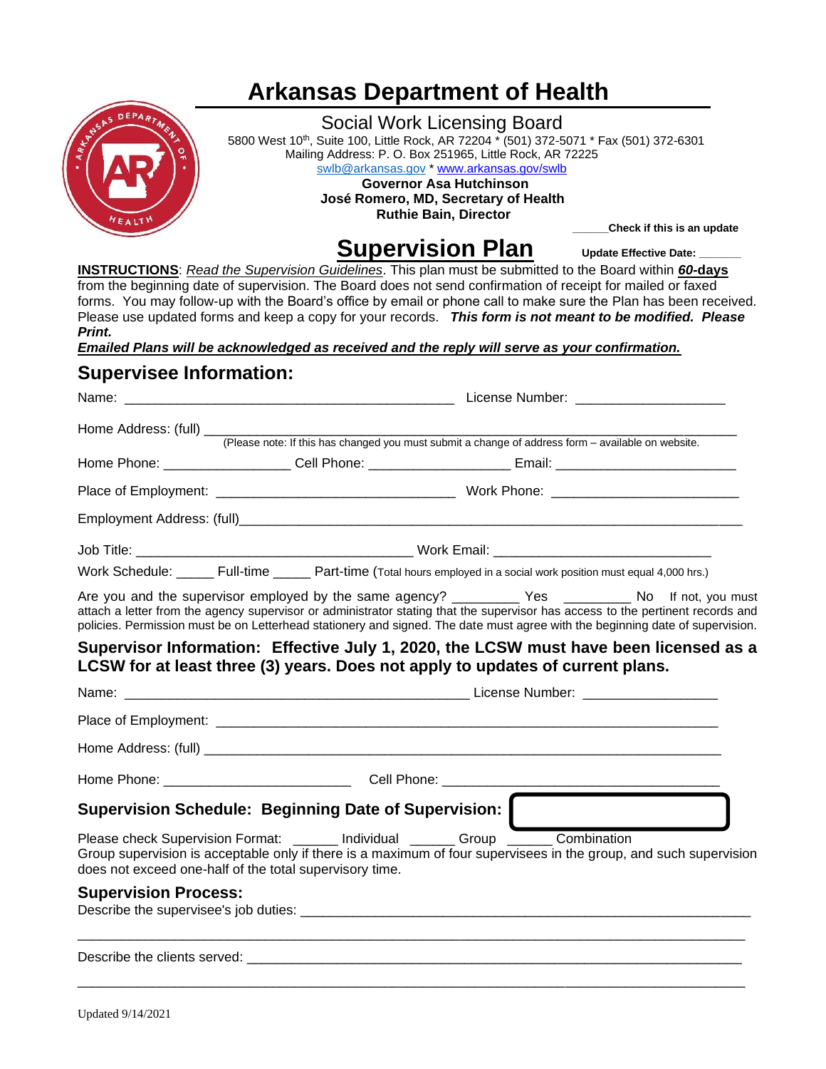# Arkansas Department of Health

Social Work Licensing Board

5800 West 10th, Suite 100, Little Rock, AR 72204 * (501) 372-5071 * Fax (501) 372-6301
Mailing Address: P. O. Box 251965, Little Rock, AR 72225
swlb@arkansas.gov * www.arkansas.gov/swlb

**Governor Asa Hutchinson**
**José Romero, MD, Secretary of Health**
**Ruthie Bain, Director**

______**Check if this is an update**

## Supervision Plan

**Update Effective Date:** _______

**INSTRUCTIONS**: *Read the Supervision Guidelines*. This plan must be submitted to the Board within ***60*-days** from the beginning date of supervision. The Board does not send confirmation of receipt for mailed or faxed forms. You may follow-up with the Board's office by email or phone call to make sure the Plan has been received. Please use updated forms and keep a copy for your records. ***This form is not meant to be modified. Please Print.***

***Emailed Plans will be acknowledged as received and the reply will serve as your confirmation.***

## Supervisee Information:

Name: ___________________________________________ License Number: ____________________

Home Address: (full) ______________________________________________________________________
(Please note: If this has changed you must submit a change of address form – available on website.)

Home Phone: ________________ Cell Phone: __________________ Email: _______________________

Place of Employment: _______________________________ Work Phone: ________________________

Employment Address: (full)_________________________________________________________________

Job Title: ____________________________________ Work Email: ____________________________

Work Schedule: _____ Full-time _____ Part-time (Total hours employed in a social work position must equal 4,000 hrs.)

Are you and the supervisor employed by the same agency? _________ Yes _________ No If not, you must attach a letter from the agency supervisor or administrator stating that the supervisor has access to the pertinent records and policies. Permission must be on Letterhead stationery and signed. The date must agree with the beginning date of supervision.

## Supervisor Information: Effective July 1, 2020, the LCSW must have been licensed as a LCSW for at least three (3) years. Does not apply to updates of current plans.

Name: ______________________________________________ License Number: _________________

Place of Employment: ____________________________________________________________________

Home Address: (full) _____________________________________________________________________

Home Phone: _________________________ Cell Phone: ____________________________________

## Supervision Schedule: Beginning Date of Supervision:

Please check Supervision Format: ______ Individual ______ Group ______ Combination

Group supervision is acceptable only if there is a maximum of four supervisees in the group, and such supervision does not exceed one-half of the total supervisory time.

### Supervision Process:

Describe the supervisee's job duties: ________________________________________________________

_____________________________________________________________________________________

Describe the clients served: _______________________________________________________________

_____________________________________________________________________________________

Updated 9/14/2021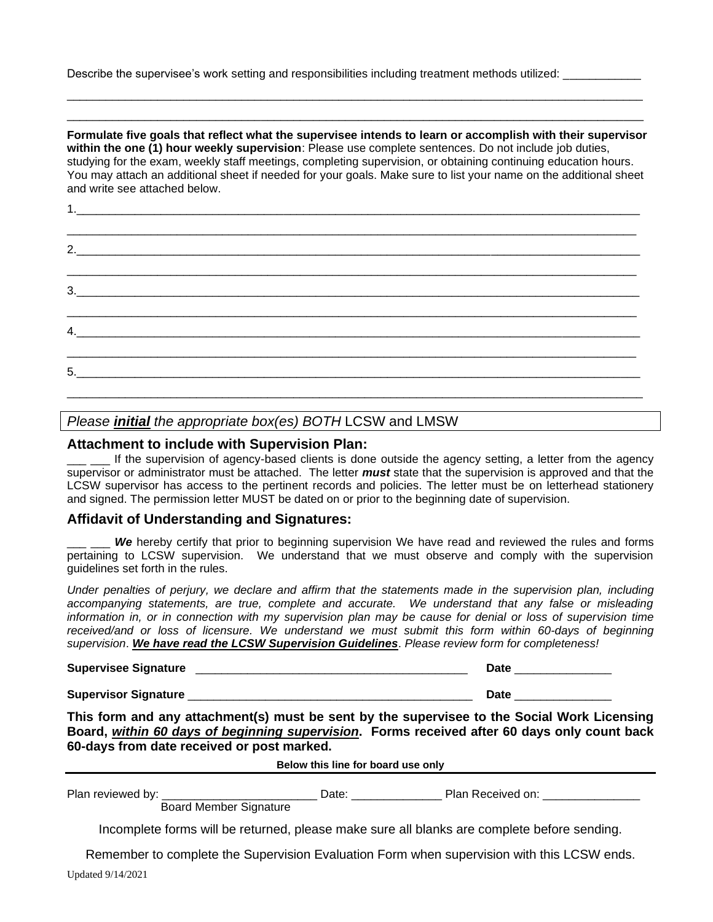Describe the supervisee's work setting and responsibilities including treatment methods utilized: ____________

_____________________________________________________________________________________________

_____________________________________________________________________________________________

**Formulate five goals that reflect what the supervisee intends to learn or accomplish with their supervisor within the one (1) hour weekly supervision**: Please use complete sentences. Do not include job duties, studying for the exam, weekly staff meetings, completing supervision, or obtaining continuing education hours. You may attach an additional sheet if needed for your goals. Make sure to list your name on the additional sheet and write see attached below.

1.___________________________________________________________________________________________

_____________________________________________________________________________________________

2.___________________________________________________________________________________________

_____________________________________________________________________________________________

3.___________________________________________________________________________________________

_____________________________________________________________________________________________

4.___________________________________________________________________________________________

_____________________________________________________________________________________________

5.___________________________________________________________________________________________

_____________________________________________________________________________________________

*Please **initial** the appropriate box(es) BOTH* LCSW and LMSW

## Attachment to include with Supervision Plan:

___ ___ If the supervision of agency-based clients is done outside the agency setting, a letter from the agency supervisor or administrator must be attached. The letter ***must*** state that the supervision is approved and that the LCSW supervisor has access to the pertinent records and policies. The letter must be on letterhead stationery and signed. The permission letter MUST be dated on or prior to the beginning date of supervision.

## Affidavit of Understanding and Signatures:

___ ___ ***We*** hereby certify that prior to beginning supervision We have read and reviewed the rules and forms pertaining to LCSW supervision. We understand that we must observe and comply with the supervision guidelines set forth in the rules.

*Under penalties of perjury, we declare and affirm that the statements made in the supervision plan, including accompanying statements, are true, complete and accurate. We understand that any false or misleading information in, or in connection with my supervision plan may be cause for denial or loss of supervision time received/and or loss of licensure. We understand we must submit this form within 60-days of beginning supervision*. ***We have read the LCSW Supervision Guidelines***. *Please review form for completeness!*

**Supervisee Signature** ____________________________________________ **Date** _______________

**Supervisor Signature** ____________________________________________ **Date** _______________

**This form and any attachment(s) must be sent by the supervisee to the Social Work Licensing Board, *within 60 days of beginning supervision*. Forms received after 60 days only count back 60-days from date received or post marked.**

**Below this line for board use only**

---

Plan reviewed by: ________________________ Date: ______________ Plan Received on: _______________
Board Member Signature

Incomplete forms will be returned, please make sure all blanks are complete before sending.

Remember to complete the Supervision Evaluation Form when supervision with this LCSW ends.

Updated 9/14/2021